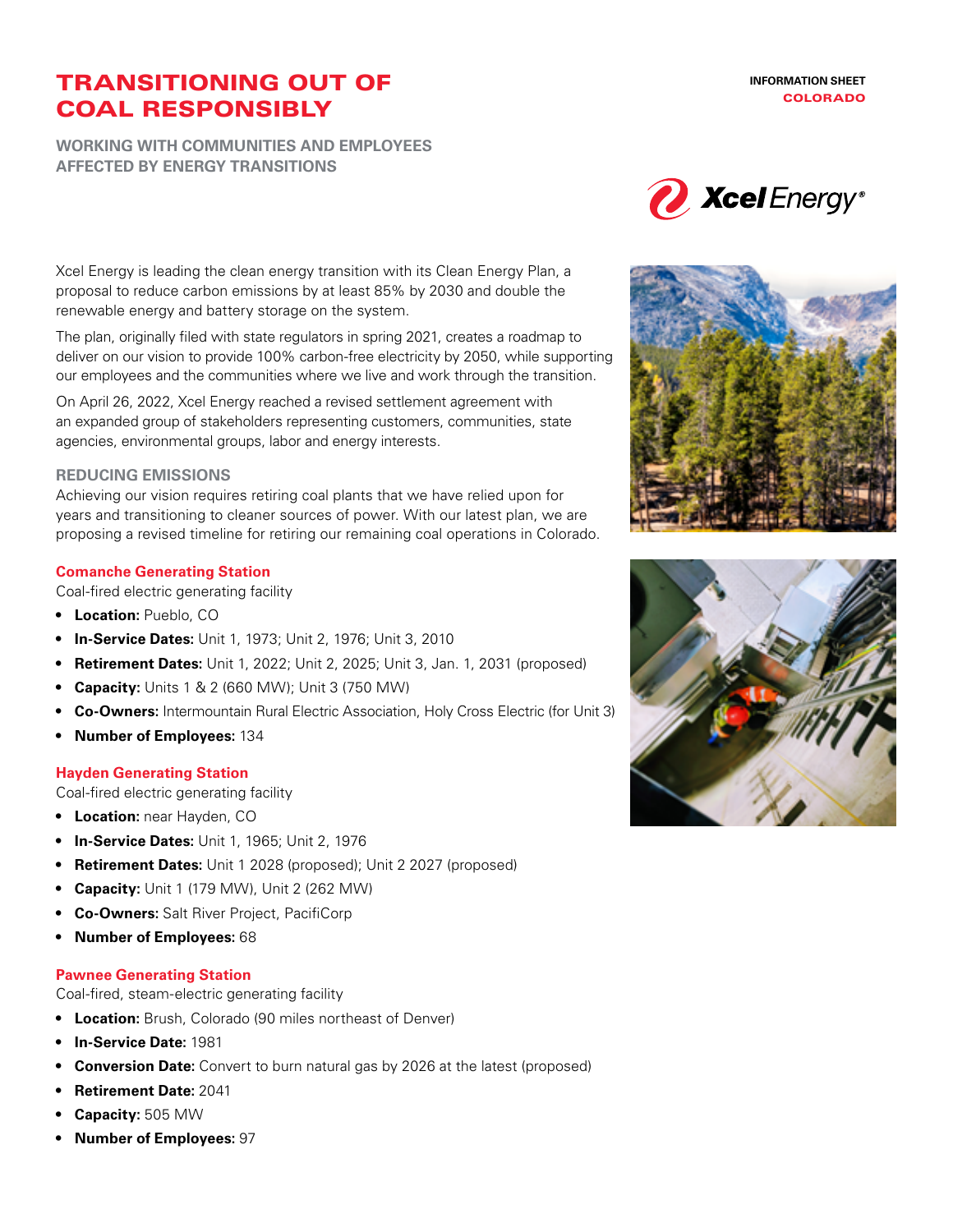# TRANSITIONING OUT OF COAL RESPONSIBLY

INFORMATION SHEET
COLORADO

## WORKING WITH COMMUNITIES AND EMPLOYEES AFFECTED BY ENERGY TRANSITIONS

Xcel Energy is leading the clean energy transition with its Clean Energy Plan, a proposal to reduce carbon emissions by at least 85% by 2030 and double the renewable energy and battery storage on the system.

The plan, originally filed with state regulators in spring 2021, creates a roadmap to deliver on our vision to provide 100% carbon-free electricity by 2050, while supporting our employees and the communities where we live and work through the transition.

On April 26, 2022, Xcel Energy reached a revised settlement agreement with an expanded group of stakeholders representing customers, communities, state agencies, environmental groups, labor and energy interests.

### REDUCING EMISSIONS

Achieving our vision requires retiring coal plants that we have relied upon for years and transitioning to cleaner sources of power. With our latest plan, we are proposing a revised timeline for retiring our remaining coal operations in Colorado.

#### Comanche Generating Station

Coal-fired electric generating facility

- **Location:** Pueblo, CO
- **In-Service Dates:** Unit 1, 1973; Unit 2, 1976; Unit 3, 2010
- **Retirement Dates:** Unit 1, 2022; Unit 2, 2025; Unit 3, Jan. 1, 2031 (proposed)
- **Capacity:** Units 1 & 2 (660 MW); Unit 3 (750 MW)
- **Co-Owners:** Intermountain Rural Electric Association, Holy Cross Electric (for Unit 3)
- **Number of Employees:** 134

#### Hayden Generating Station

Coal-fired electric generating facility

- **Location:** near Hayden, CO
- **In-Service Dates:** Unit 1, 1965; Unit 2, 1976
- **Retirement Dates:** Unit 1 2028 (proposed); Unit 2 2027 (proposed)
- **Capacity:** Unit 1 (179 MW), Unit 2 (262 MW)
- **Co-Owners:** Salt River Project, PacifiCorp
- **Number of Employees:** 68

#### Pawnee Generating Station

Coal-fired, steam-electric generating facility

- **Location:** Brush, Colorado (90 miles northeast of Denver)
- **In-Service Date:** 1981
- **Conversion Date:** Convert to burn natural gas by 2026 at the latest (proposed)
- **Retirement Date:** 2041
- **Capacity:** 505 MW
- **Number of Employees:** 97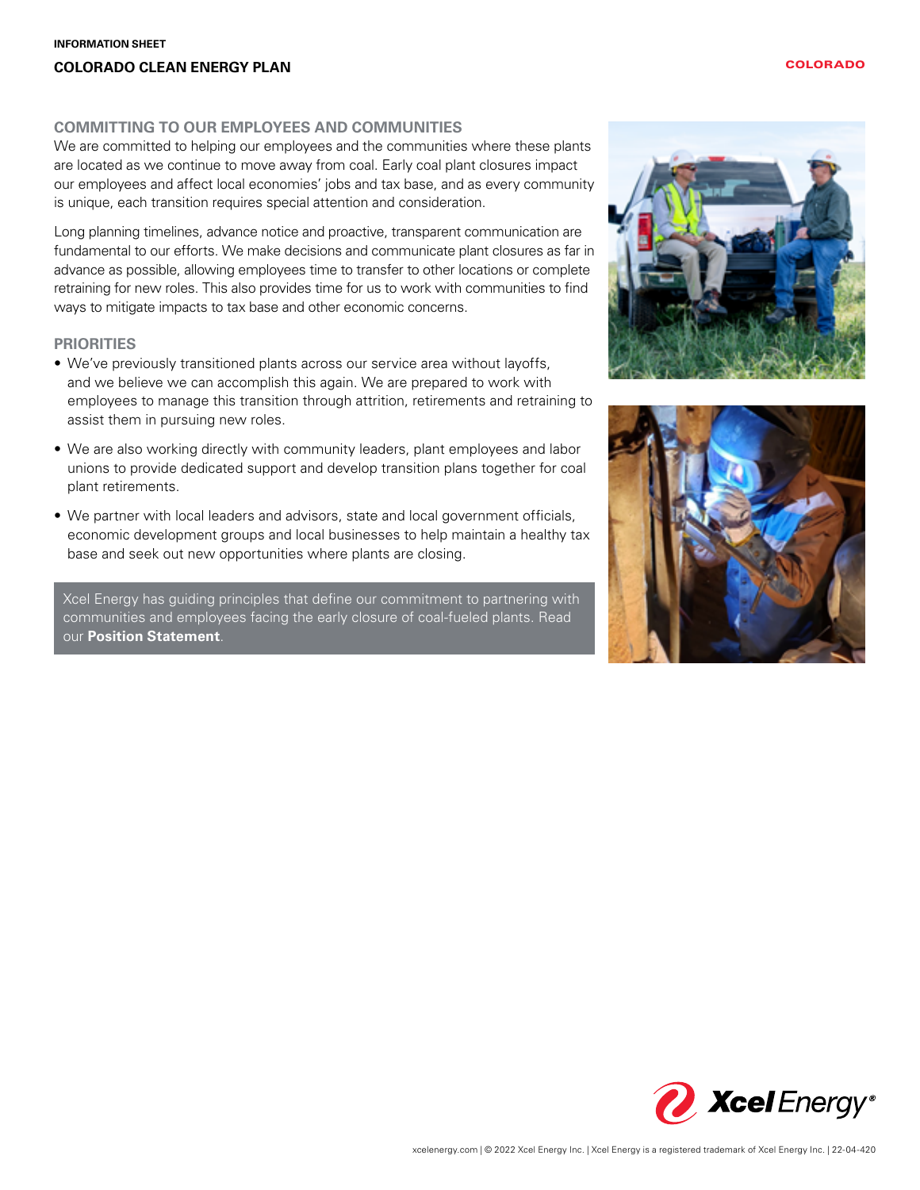## COMMITTING TO OUR EMPLOYEES AND COMMUNITIES

We are committed to helping our employees and the communities where these plants are located as we continue to move away from coal. Early coal plant closures impact our employees and affect local economies' jobs and tax base, and as every community is unique, each transition requires special attention and consideration.

Long planning timelines, advance notice and proactive, transparent communication are fundamental to our efforts. We make decisions and communicate plant closures as far in advance as possible, allowing employees time to transfer to other locations or complete retraining for new roles. This also provides time for us to work with communities to find ways to mitigate impacts to tax base and other economic concerns.

## PRIORITIES

- We've previously transitioned plants across our service area without layoffs, and we believe we can accomplish this again. We are prepared to work with employees to manage this transition through attrition, retirements and retraining to assist them in pursuing new roles.
- We are also working directly with community leaders, plant employees and labor unions to provide dedicated support and develop transition plans together for coal plant retirements.
- We partner with local leaders and advisors, state and local government officials, economic development groups and local businesses to help maintain a healthy tax base and seek out new opportunities where plants are closing.

Xcel Energy has guiding principles that define our commitment to partnering with communities and employees facing the early closure of coal-fueled plants. Read our **Position Statement**.

xcelenergy.com | © 2022 Xcel Energy Inc. | Xcel Energy is a registered trademark of Xcel Energy Inc. | 22-04-420